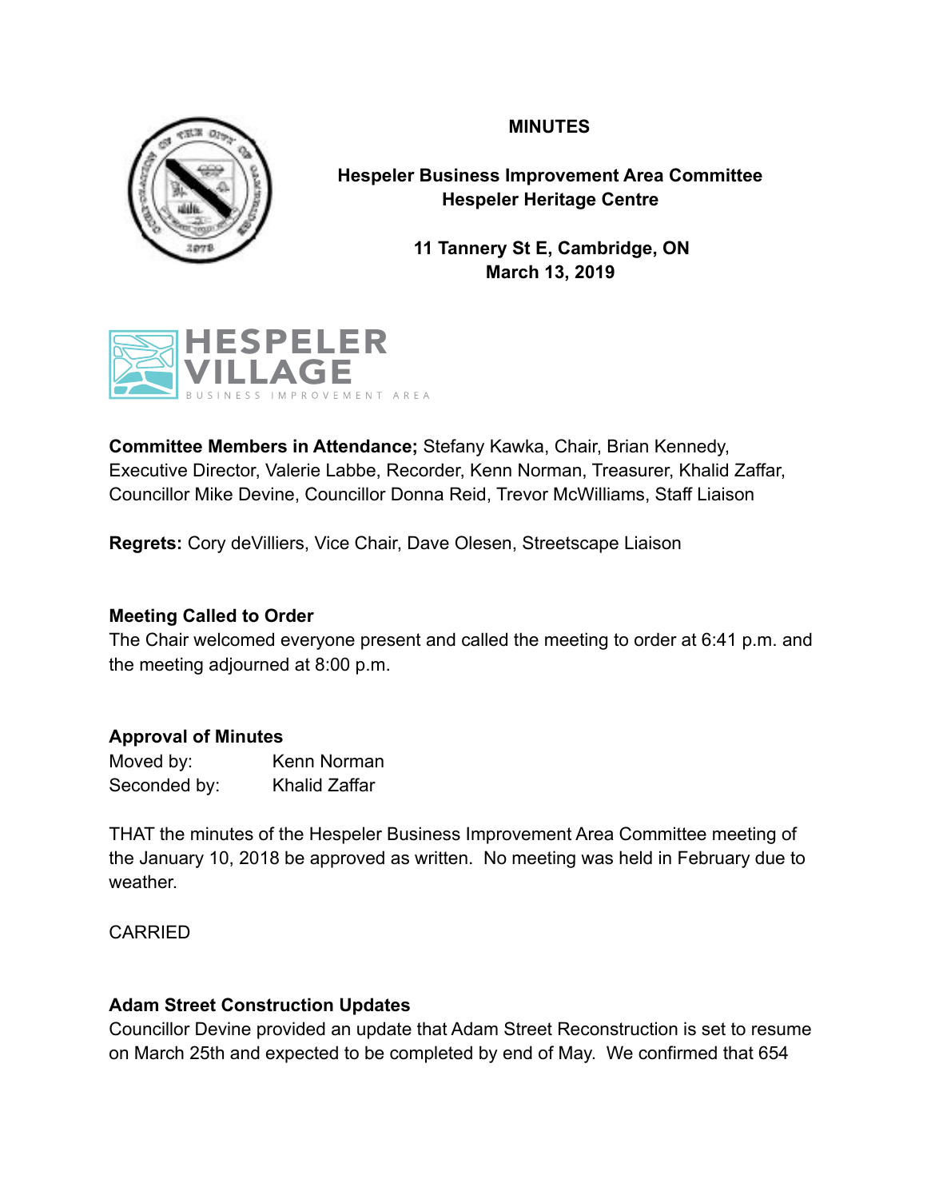**MINUTES**

**Hespeler Business Improvement Area Committee**
**Hespeler Heritage Centre**

**11 Tannery St E, Cambridge, ON**
**March 13, 2019**

**Committee Members in Attendance;** Stefany Kawka, Chair, Brian Kennedy, Executive Director, Valerie Labbe, Recorder, Kenn Norman, Treasurer, Khalid Zaffar, Councillor Mike Devine, Councillor Donna Reid, Trevor McWilliams, Staff Liaison

**Regrets:** Cory deVilliers, Vice Chair, Dave Olesen, Streetscape Liaison

### Meeting Called to Order

The Chair welcomed everyone present and called the meeting to order at 6:41 p.m. and the meeting adjourned at 8:00 p.m.

### Approval of Minutes

Moved by: Kenn Norman
Seconded by: Khalid Zaffar

THAT the minutes of the Hespeler Business Improvement Area Committee meeting of the January 10, 2018 be approved as written. No meeting was held in February due to weather.

CARRIED

### Adam Street Construction Updates

Councillor Devine provided an update that Adam Street Reconstruction is set to resume on March 25th and expected to be completed by end of May. We confirmed that 654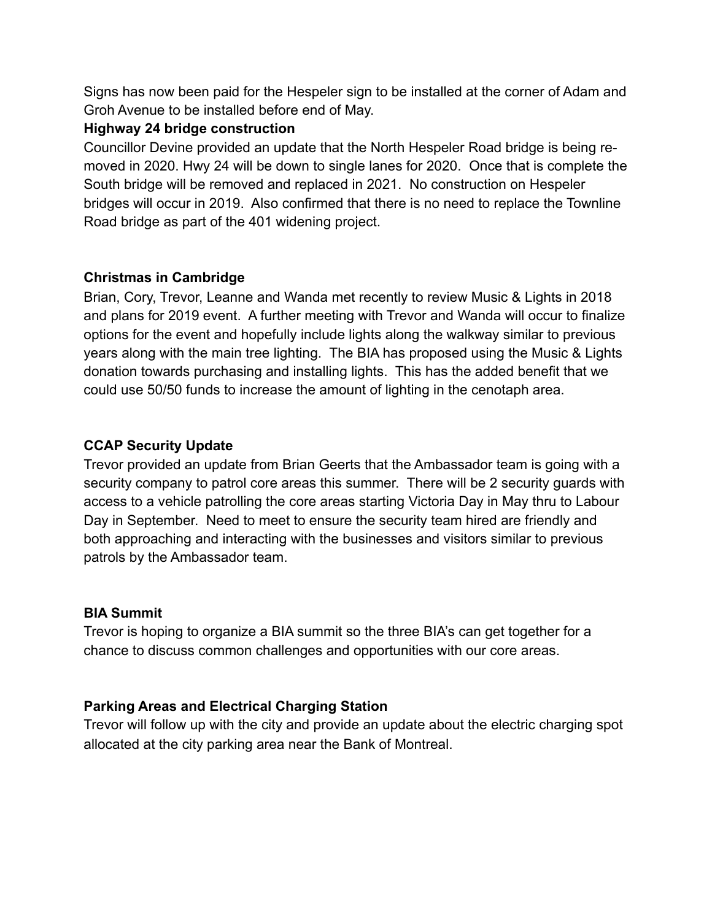Signs has now been paid for the Hespeler sign to be installed at the corner of Adam and Groh Avenue to be installed before end of May.

**Highway 24 bridge construction**

Councillor Devine provided an update that the North Hespeler Road bridge is being removed in 2020. Hwy 24 will be down to single lanes for 2020. Once that is complete the South bridge will be removed and replaced in 2021. No construction on Hespeler bridges will occur in 2019. Also confirmed that there is no need to replace the Townline Road bridge as part of the 401 widening project.

**Christmas in Cambridge**

Brian, Cory, Trevor, Leanne and Wanda met recently to review Music & Lights in 2018 and plans for 2019 event. A further meeting with Trevor and Wanda will occur to finalize options for the event and hopefully include lights along the walkway similar to previous years along with the main tree lighting. The BIA has proposed using the Music & Lights donation towards purchasing and installing lights. This has the added benefit that we could use 50/50 funds to increase the amount of lighting in the cenotaph area.

**CCAP Security Update**

Trevor provided an update from Brian Geerts that the Ambassador team is going with a security company to patrol core areas this summer. There will be 2 security guards with access to a vehicle patrolling the core areas starting Victoria Day in May thru to Labour Day in September. Need to meet to ensure the security team hired are friendly and both approaching and interacting with the businesses and visitors similar to previous patrols by the Ambassador team.

**BIA Summit**

Trevor is hoping to organize a BIA summit so the three BIA's can get together for a chance to discuss common challenges and opportunities with our core areas.

**Parking Areas and Electrical Charging Station**

Trevor will follow up with the city and provide an update about the electric charging spot allocated at the city parking area near the Bank of Montreal.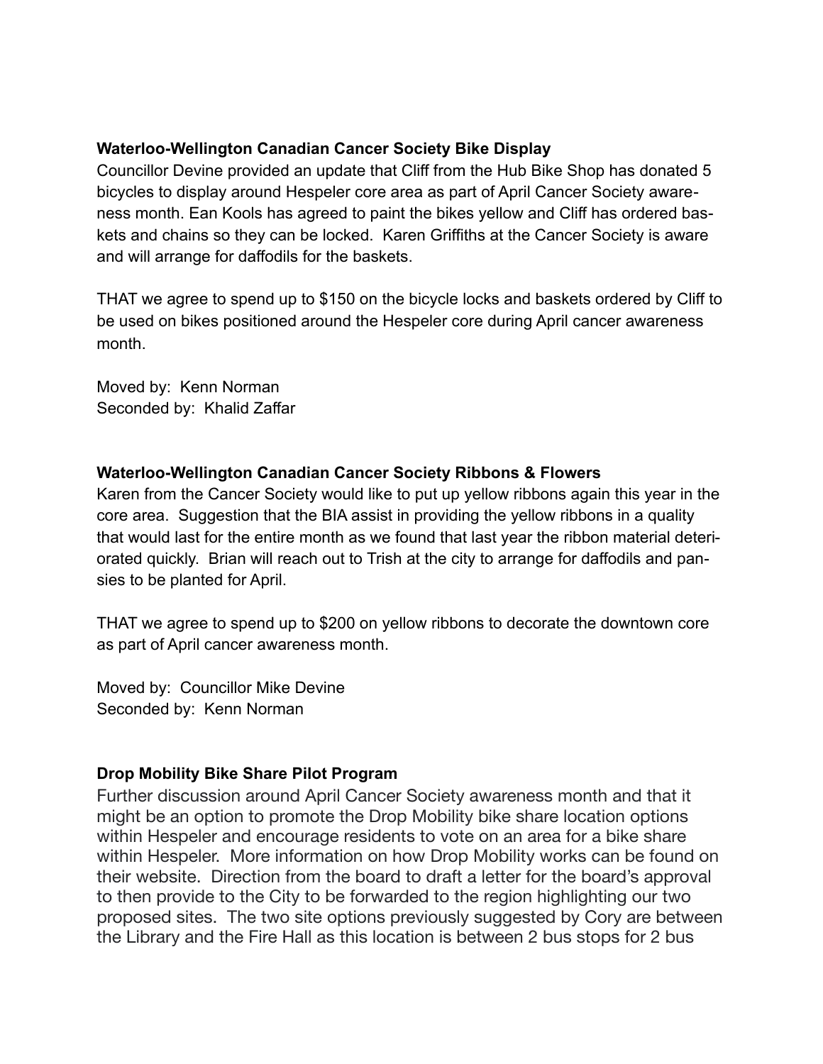**Waterloo-Wellington Canadian Cancer Society Bike Display**

Councillor Devine provided an update that Cliff from the Hub Bike Shop has donated 5 bicycles to display around Hespeler core area as part of April Cancer Society awareness month. Ean Kools has agreed to paint the bikes yellow and Cliff has ordered baskets and chains so they can be locked. Karen Griffiths at the Cancer Society is aware and will arrange for daffodils for the baskets.

THAT we agree to spend up to $150 on the bicycle locks and baskets ordered by Cliff to be used on bikes positioned around the Hespeler core during April cancer awareness month.

Moved by: Kenn Norman
Seconded by: Khalid Zaffar

**Waterloo-Wellington Canadian Cancer Society Ribbons & Flowers**

Karen from the Cancer Society would like to put up yellow ribbons again this year in the core area. Suggestion that the BIA assist in providing the yellow ribbons in a quality that would last for the entire month as we found that last year the ribbon material deteriorated quickly. Brian will reach out to Trish at the city to arrange for daffodils and pansies to be planted for April.

THAT we agree to spend up to $200 on yellow ribbons to decorate the downtown core as part of April cancer awareness month.

Moved by: Councillor Mike Devine
Seconded by: Kenn Norman

**Drop Mobility Bike Share Pilot Program**

Further discussion around April Cancer Society awareness month and that it might be an option to promote the Drop Mobility bike share location options within Hespeler and encourage residents to vote on an area for a bike share within Hespeler. More information on how Drop Mobility works can be found on their website. Direction from the board to draft a letter for the board's approval to then provide to the City to be forwarded to the region highlighting our two proposed sites. The two site options previously suggested by Cory are between the Library and the Fire Hall as this location is between 2 bus stops for 2 bus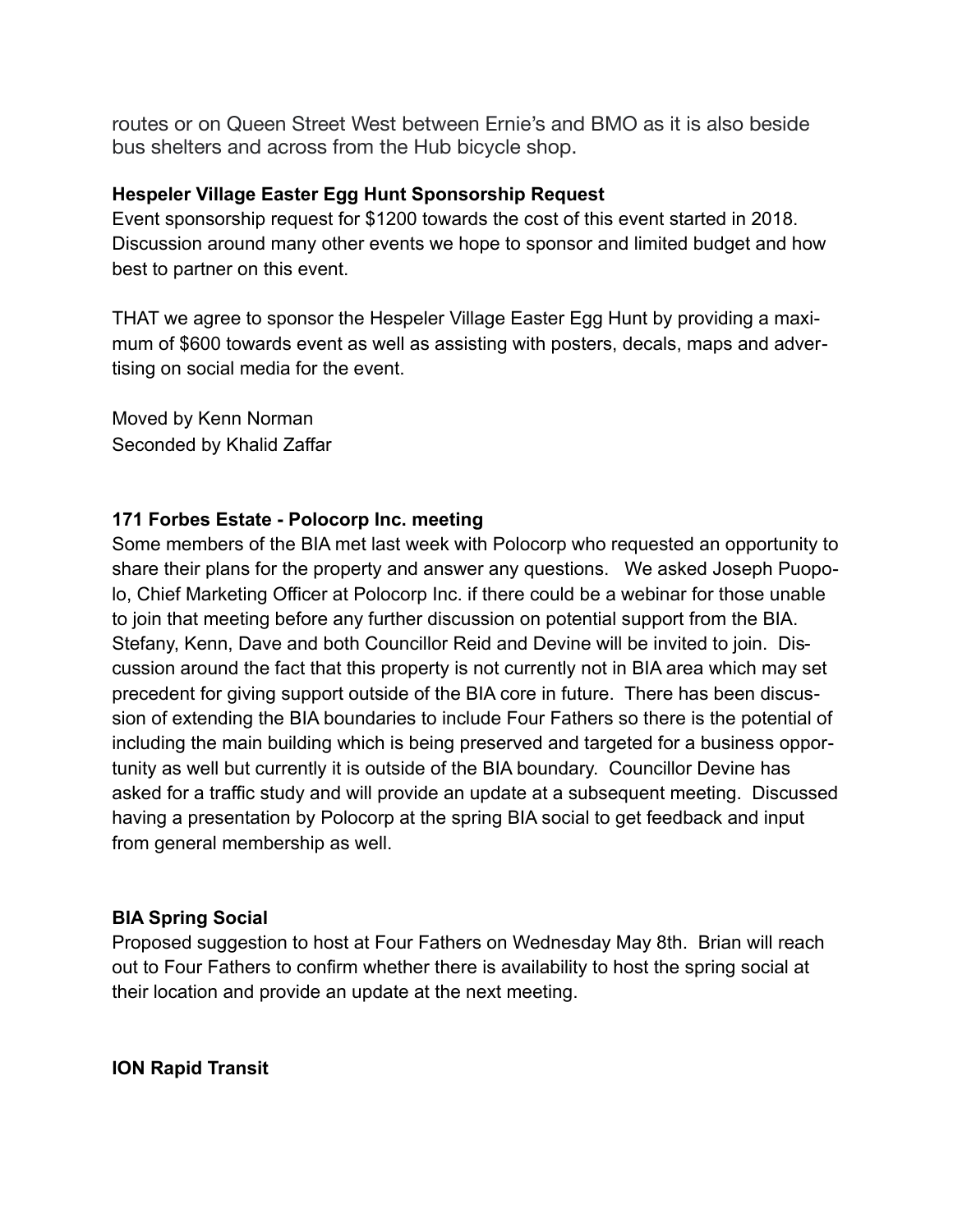routes or on Queen Street West between Ernie's and BMO as it is also beside bus shelters and across from the Hub bicycle shop.

**Hespeler Village Easter Egg Hunt Sponsorship Request**

Event sponsorship request for $1200 towards the cost of this event started in 2018. Discussion around many other events we hope to sponsor and limited budget and how best to partner on this event.

THAT we agree to sponsor the Hespeler Village Easter Egg Hunt by providing a maximum of $600 towards event as well as assisting with posters, decals, maps and advertising on social media for the event.

Moved by Kenn Norman
Seconded by Khalid Zaffar

**171 Forbes Estate - Polocorp Inc. meeting**

Some members of the BIA met last week with Polocorp who requested an opportunity to share their plans for the property and answer any questions. We asked Joseph Puopolo, Chief Marketing Officer at Polocorp Inc. if there could be a webinar for those unable to join that meeting before any further discussion on potential support from the BIA. Stefany, Kenn, Dave and both Councillor Reid and Devine will be invited to join. Discussion around the fact that this property is not currently not in BIA area which may set precedent for giving support outside of the BIA core in future. There has been discussion of extending the BIA boundaries to include Four Fathers so there is the potential of including the main building which is being preserved and targeted for a business opportunity as well but currently it is outside of the BIA boundary. Councillor Devine has asked for a traffic study and will provide an update at a subsequent meeting. Discussed having a presentation by Polocorp at the spring BIA social to get feedback and input from general membership as well.

**BIA Spring Social**

Proposed suggestion to host at Four Fathers on Wednesday May 8th. Brian will reach out to Four Fathers to confirm whether there is availability to host the spring social at their location and provide an update at the next meeting.

**ION Rapid Transit**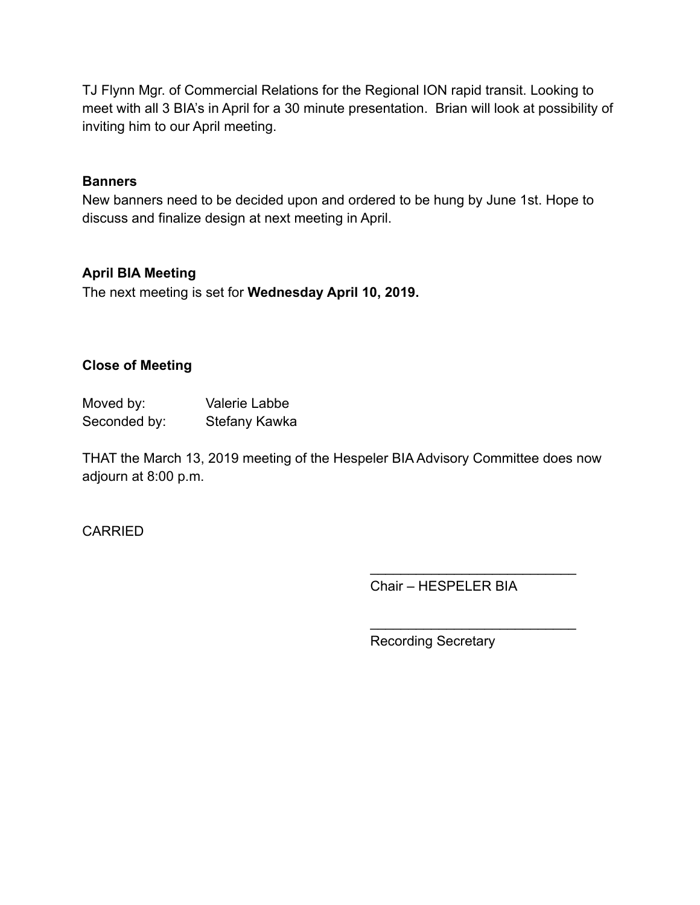TJ Flynn Mgr. of Commercial Relations for the Regional ION rapid transit. Looking to meet with all 3 BIA's in April for a 30 minute presentation. Brian will look at possibility of inviting him to our April meeting.

**Banners**

New banners need to be decided upon and ordered to be hung by June 1st. Hope to discuss and finalize design at next meeting in April.

**April BIA Meeting**

The next meeting is set for **Wednesday April 10, 2019.**

**Close of Meeting**

Moved by: Valerie Labbe
Seconded by: Stefany Kawka

THAT the March 13, 2019 meeting of the Hespeler BIA Advisory Committee does now adjourn at 8:00 p.m.

CARRIED

___________________________
Chair – HESPELER BIA

___________________________
Recording Secretary